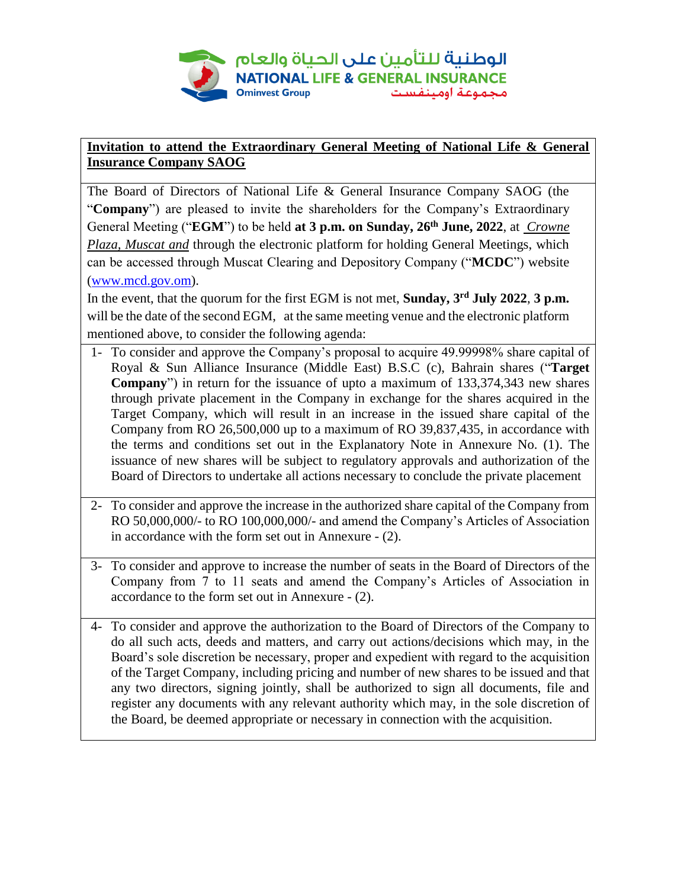الوطنية للتأمين على الحياة والعام

NATIONAL LIFE & GENERAL INSURANCE

Ominvest Group

مجموعة اومينفست

**Invitation to attend the Extraordinary General Meeting of National Life & General Insurance Company SAOG**

The Board of Directors of National Life & General Insurance Company SAOG (the "**Company**") are pleased to invite the shareholders for the Company's Extraordinary General Meeting ("**EGM**") to be held **at 3 p.m. on Sunday, 26th June, 2022**, at *Crowne Plaza, Muscat and* through the electronic platform for holding General Meetings, which can be accessed through Muscat Clearing and Depository Company ("**MCDC**") website (www.mcd.gov.om).

In the event, that the quorum for the first EGM is not met, **Sunday, 3rd July 2022**, **3 p.m.** will be the date of the second EGM, at the same meeting venue and the electronic platform mentioned above, to consider the following agenda:

1- To consider and approve the Company's proposal to acquire 49.99998% share capital of Royal & Sun Alliance Insurance (Middle East) B.S.C (c), Bahrain shares ("**Target Company**") in return for the issuance of upto a maximum of 133,374,343 new shares through private placement in the Company in exchange for the shares acquired in the Target Company, which will result in an increase in the issued share capital of the Company from RO 26,500,000 up to a maximum of RO 39,837,435, in accordance with the terms and conditions set out in the Explanatory Note in Annexure No. (1). The issuance of new shares will be subject to regulatory approvals and authorization of the Board of Directors to undertake all actions necessary to conclude the private placement

2- To consider and approve the increase in the authorized share capital of the Company from RO 50,000,000/- to RO 100,000,000/- and amend the Company's Articles of Association in accordance with the form set out in Annexure - (2).

3- To consider and approve to increase the number of seats in the Board of Directors of the Company from 7 to 11 seats and amend the Company's Articles of Association in accordance to the form set out in Annexure - (2).

4- To consider and approve the authorization to the Board of Directors of the Company to do all such acts, deeds and matters, and carry out actions/decisions which may, in the Board's sole discretion be necessary, proper and expedient with regard to the acquisition of the Target Company, including pricing and number of new shares to be issued and that any two directors, signing jointly, shall be authorized to sign all documents, file and register any documents with any relevant authority which may, in the sole discretion of the Board, be deemed appropriate or necessary in connection with the acquisition.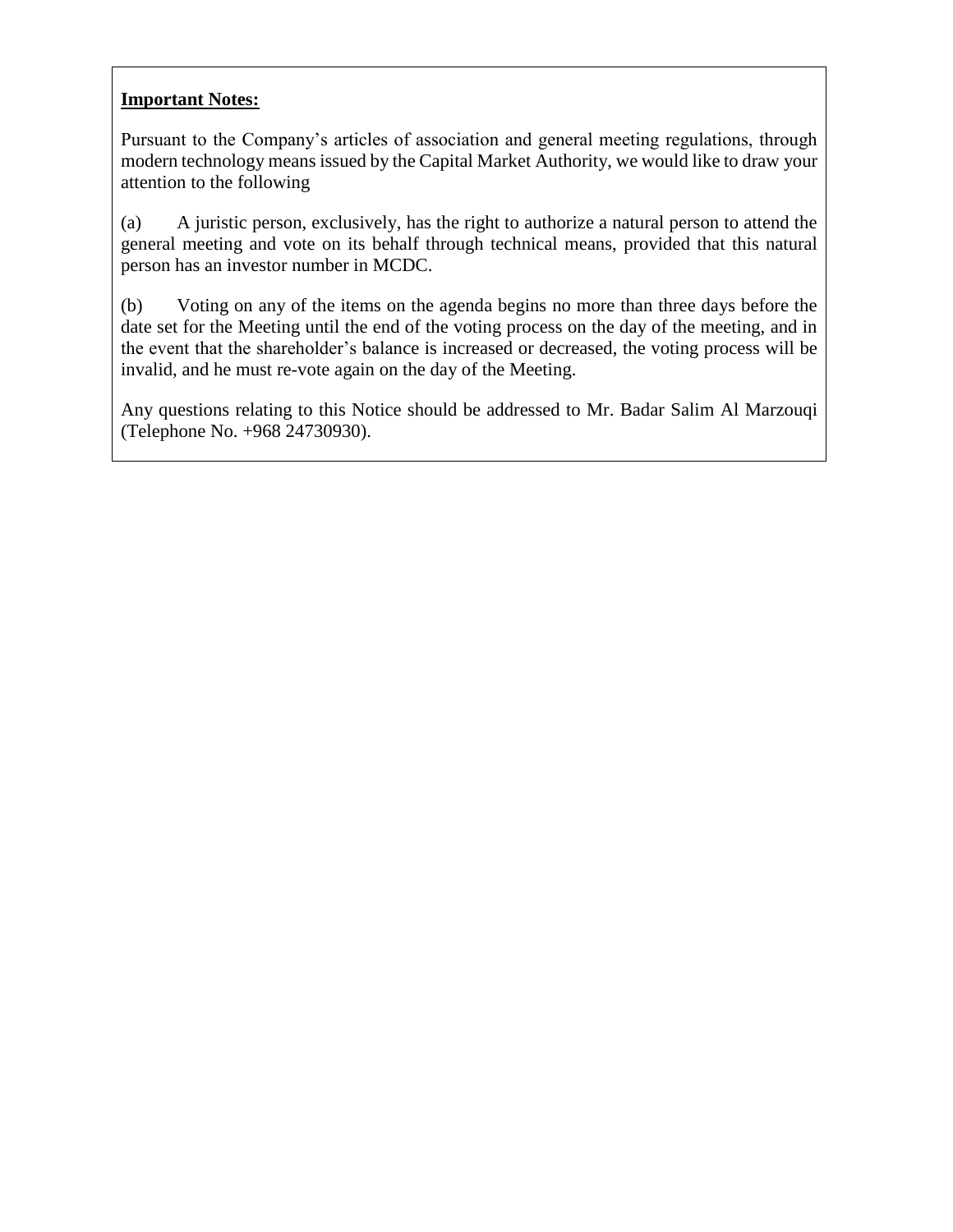**Important Notes:**

Pursuant to the Company's articles of association and general meeting regulations, through modern technology means issued by the Capital Market Authority, we would like to draw your attention to the following

(a) A juristic person, exclusively, has the right to authorize a natural person to attend the general meeting and vote on its behalf through technical means, provided that this natural person has an investor number in MCDC.

(b) Voting on any of the items on the agenda begins no more than three days before the date set for the Meeting until the end of the voting process on the day of the meeting, and in the event that the shareholder's balance is increased or decreased, the voting process will be invalid, and he must re-vote again on the day of the Meeting.

Any questions relating to this Notice should be addressed to Mr. Badar Salim Al Marzouqi (Telephone No. +968 24730930).